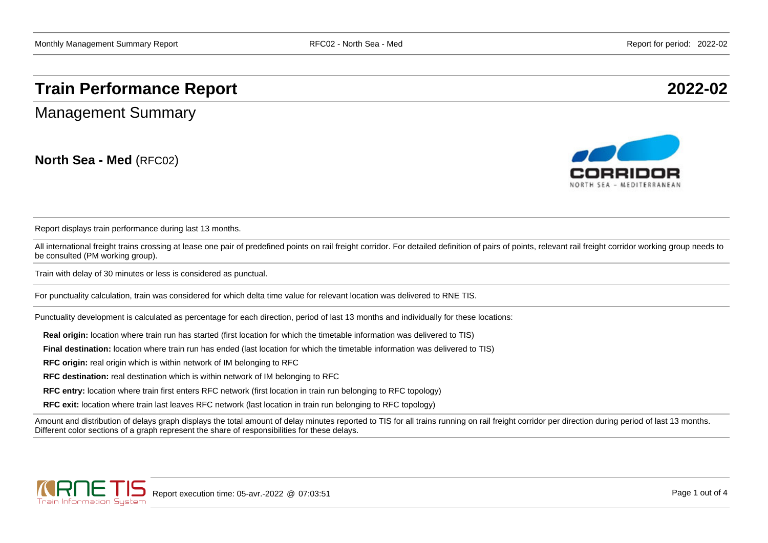# Train Performance Report 2022-02

## Management Summary

**North Sea - Med** (RFC02)

Report displays train performance during last 13 months.

All international freight trains crossing at lease one pair of predefined points on rail freight corridor. For detailed definition of pairs of points, relevant rail freight corridor working group needs to be consulted (PM working group).

Train with delay of 30 minutes or less is considered as punctual.

For punctuality calculation, train was considered for which delta time value for relevant location was delivered to RNE TIS.

Punctuality development is calculated as percentage for each direction, period of last 13 months and individually for these locations:

**Real origin:** location where train run has started (first location for which the timetable information was delivered to TIS)

**Final destination:** location where train run has ended (last location for which the timetable information was delivered to TIS)

**RFC origin:** real origin which is within network of IM belonging to RFC

**RFC destination:** real destination which is within network of IM belonging to RFC

**RFC entry:** location where train first enters RFC network (first location in train run belonging to RFC topology)

**RFC exit:** location where train last leaves RFC network (last location in train run belonging to RFC topology)

Amount and distribution of delays graph displays the total amount of delay minutes reported to TIS for all trains running on rail freight corridor per direction during period of last 13 months. Different color sections of a graph represent the share of responsibilities for these delays.

Report execution time: 05-avr.-2022 @ 07:03:51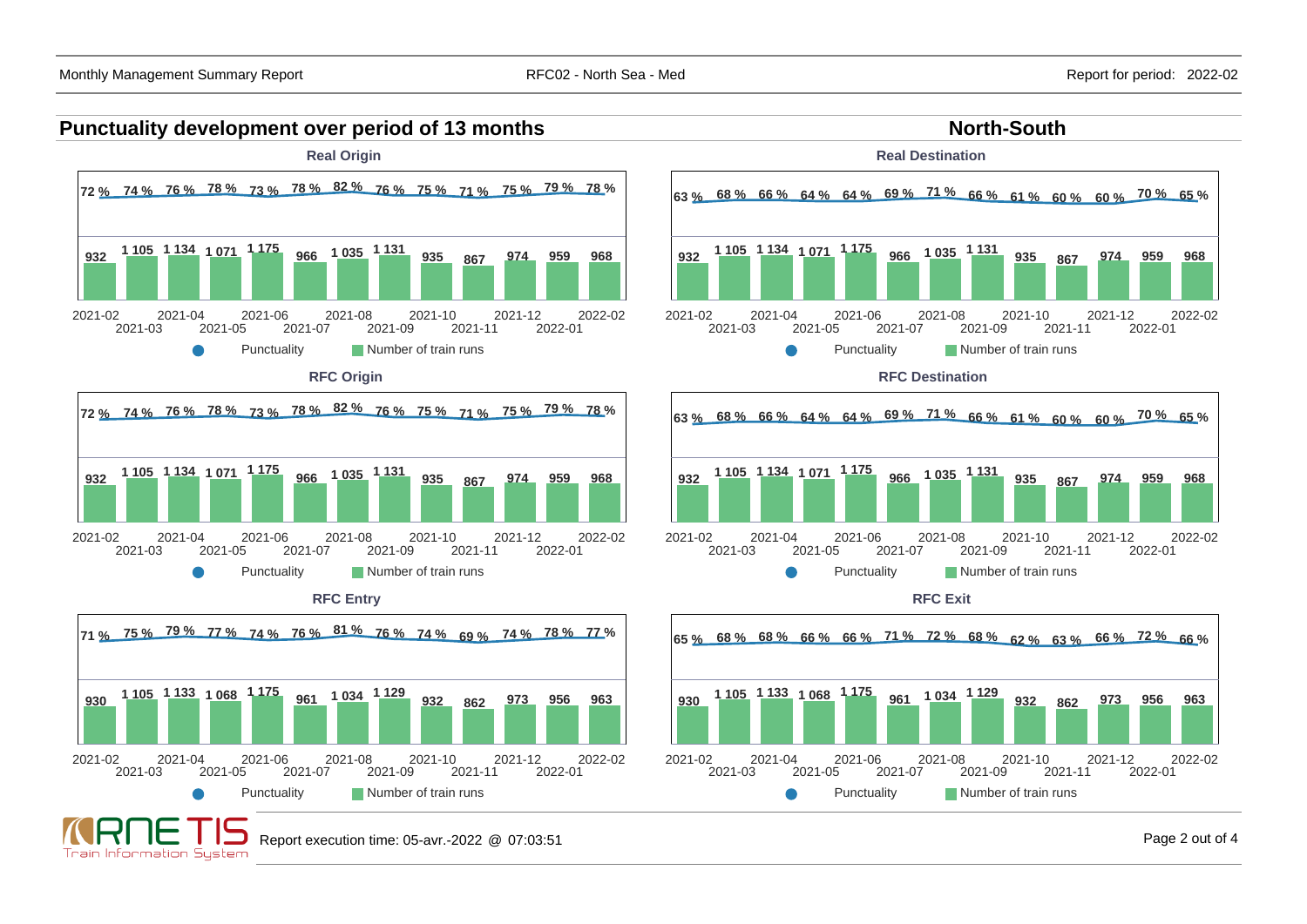## Punctuality development over period of 13 months

## North-South

### Real Origin

72 % 74 % 76 % 78 % 73 % 78 % 82 % 76 % 75 % 71 % 75 % 79 % 78 %

932 1 105 1 134 1 071 1 175 966 1 035 1 131 935 867 974 959 968

2021-02 2021-03 2021-04 2021-05 2021-06 2021-07 2021-08 2021-09 2021-10 2021-11 2021-12 2022-01 2022-02

Punctuality Number of train runs

### Real Destination

63 % 68 % 66 % 64 % 64 % 69 % 71 % 66 % 61 % 60 % 60 % 70 % 65 %

932 1 105 1 134 1 071 1 175 966 1 035 1 131 935 867 974 959 968

2021-02 2021-03 2021-04 2021-05 2021-06 2021-07 2021-08 2021-09 2021-10 2021-11 2021-12 2022-01 2022-02

Punctuality Number of train runs

### RFC Origin

72 % 74 % 76 % 78 % 73 % 78 % 82 % 76 % 75 % 71 % 75 % 79 % 78 %

932 1 105 1 134 1 071 1 175 966 1 035 1 131 935 867 974 959 968

2021-02 2021-03 2021-04 2021-05 2021-06 2021-07 2021-08 2021-09 2021-10 2021-11 2021-12 2022-01 2022-02

Punctuality Number of train runs

### RFC Destination

63 % 68 % 66 % 64 % 64 % 69 % 71 % 66 % 61 % 60 % 60 % 70 % 65 %

932 1 105 1 134 1 071 1 175 966 1 035 1 131 935 867 974 959 968

2021-02 2021-03 2021-04 2021-05 2021-06 2021-07 2021-08 2021-09 2021-10 2021-11 2021-12 2022-01 2022-02

Punctuality Number of train runs

### RFC Entry

71 % 75 % 79 % 77 % 74 % 76 % 81 % 76 % 74 % 69 % 74 % 78 % 77 %

930 1 105 1 133 1 068 1 175 961 1 034 1 129 932 862 973 956 963

2021-02 2021-03 2021-04 2021-05 2021-06 2021-07 2021-08 2021-09 2021-10 2021-11 2021-12 2022-01 2022-02

Punctuality Number of train runs

### RFC Exit

65 % 68 % 68 % 66 % 66 % 71 % 72 % 68 % 62 % 63 % 66 % 72 % 66 %

930 1 105 1 133 1 068 1 175 961 1 034 1 129 932 862 973 956 963

2021-02 2021-03 2021-04 2021-05 2021-06 2021-07 2021-08 2021-09 2021-10 2021-11 2021-12 2022-01 2022-02

Punctuality Number of train runs

Report execution time: 05-avr.-2022 @ 07:03:51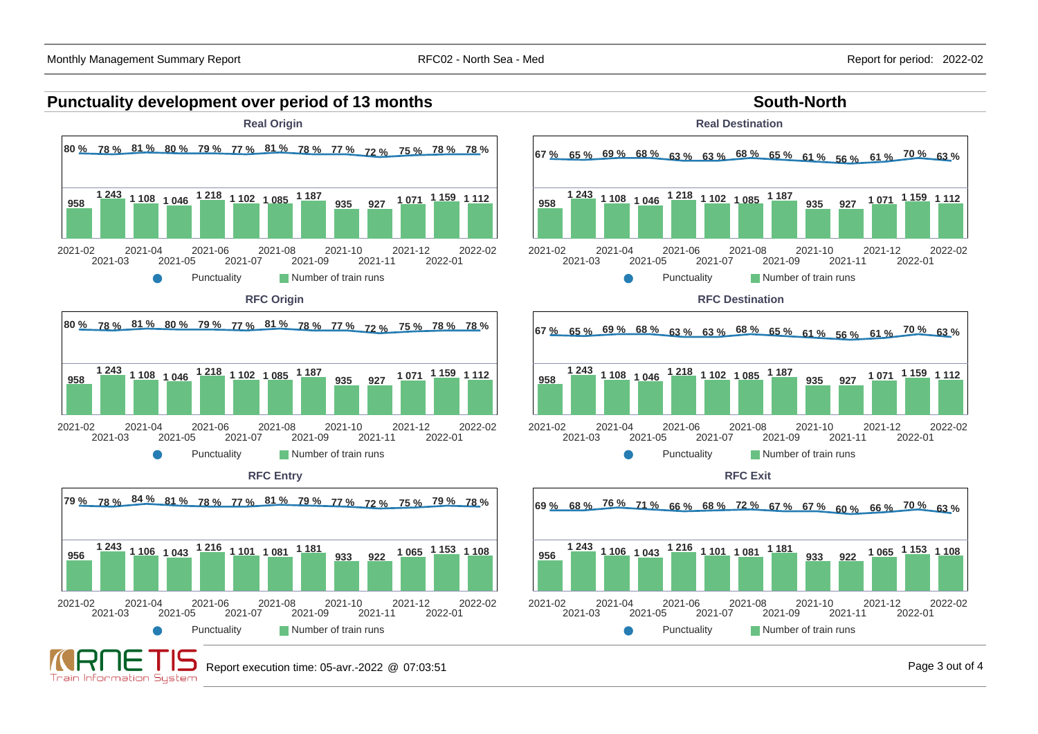## Punctuality development over period of 13 months

## South-North

### Real Origin

80 % 78 % 81 % 80 % 79 % 77 % 81 % 78 % 77 % 72 % 75 % 78 % 78 %

958 1 243 1 108 1 046 1 218 1 102 1 085 1 187 935 927 1 071 1 159 1 112

2021-02 2021-03 2021-04 2021-05 2021-06 2021-07 2021-08 2021-09 2021-10 2021-11 2021-12 2022-01 2022-02

Punctuality Number of train runs

### Real Destination

67 % 65 % 69 % 68 % 63 % 63 % 68 % 65 % 61 % 56 % 61 % 70 % 63 %

958 1 243 1 108 1 046 1 218 1 102 1 085 1 187 935 927 1 071 1 159 1 112

2021-02 2021-03 2021-04 2021-05 2021-06 2021-07 2021-08 2021-09 2021-10 2021-11 2021-12 2022-01 2022-02

Punctuality Number of train runs

### RFC Origin

80 % 78 % 81 % 80 % 79 % 77 % 81 % 78 % 77 % 72 % 75 % 78 % 78 %

958 1 243 1 108 1 046 1 218 1 102 1 085 1 187 935 927 1 071 1 159 1 112

2021-02 2021-03 2021-04 2021-05 2021-06 2021-07 2021-08 2021-09 2021-10 2021-11 2021-12 2022-01 2022-02

Punctuality Number of train runs

### RFC Destination

67 % 65 % 69 % 68 % 63 % 63 % 68 % 65 % 61 % 56 % 61 % 70 % 63 %

958 1 243 1 108 1 046 1 218 1 102 1 085 1 187 935 927 1 071 1 159 1 112

2021-02 2021-03 2021-04 2021-05 2021-06 2021-07 2021-08 2021-09 2021-10 2021-11 2021-12 2022-01 2022-02

Punctuality Number of train runs

### RFC Entry

79 % 78 % 84 % 81 % 78 % 77 % 81 % 79 % 77 % 72 % 75 % 79 % 78 %

956 1 243 1 106 1 043 1 216 1 101 1 081 1 181 933 922 1 065 1 153 1 108

2021-02 2021-03 2021-04 2021-05 2021-06 2021-07 2021-08 2021-09 2021-10 2021-11 2021-12 2022-01 2022-02

Punctuality Number of train runs

### RFC Exit

69 % 68 % 76 % 71 % 66 % 68 % 72 % 67 % 67 % 60 % 66 % 70 % 63 %

956 1 243 1 106 1 043 1 216 1 101 1 081 1 181 933 922 1 065 1 153 1 108

2021-02 2021-03 2021-04 2021-05 2021-06 2021-07 2021-08 2021-09 2021-10 2021-11 2021-12 2022-01 2022-02

Punctuality Number of train runs

Report execution time: 05-avr.-2022 @ 07:03:51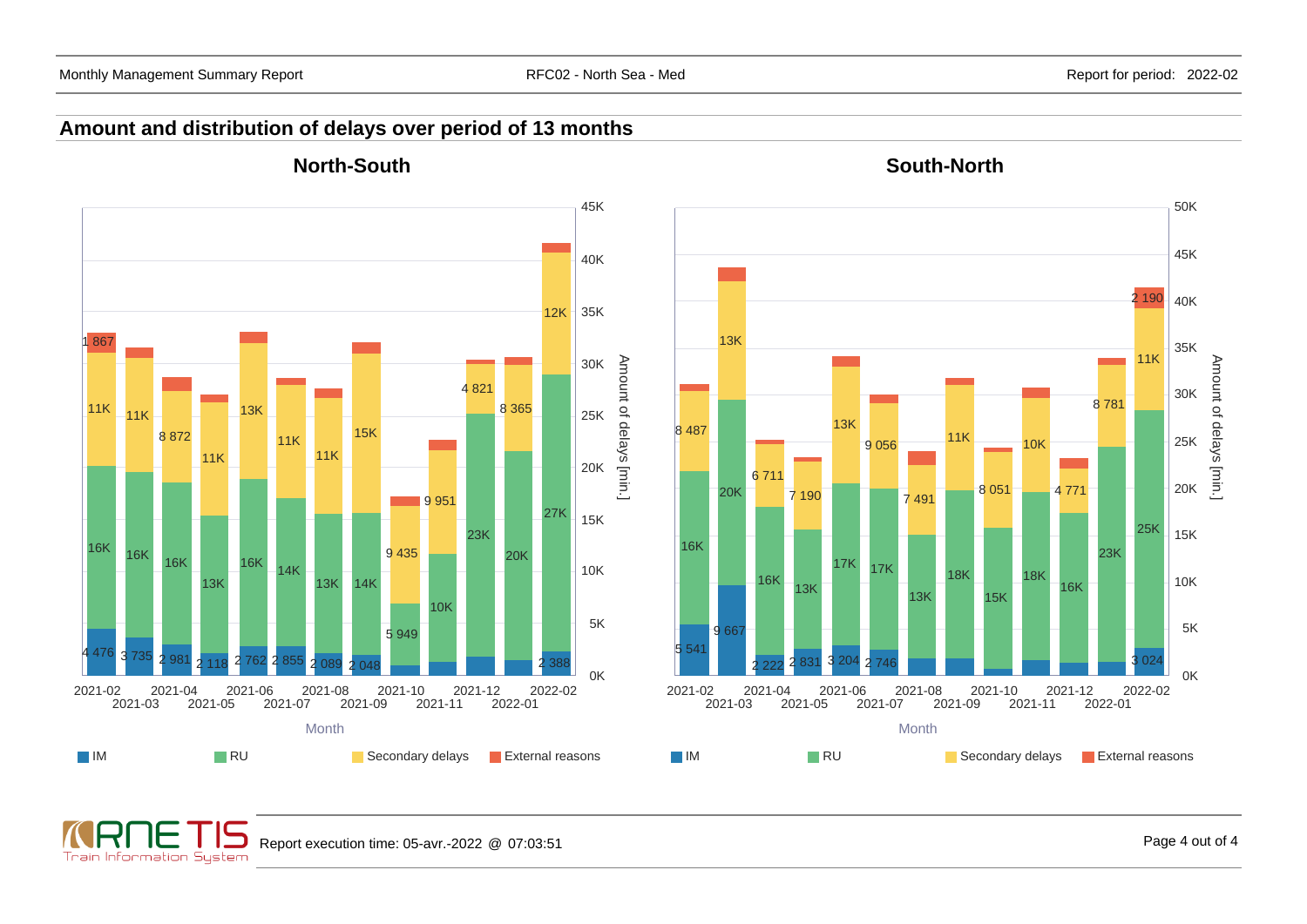## Amount and distribution of delays over period of 13 months

### North-South

45K
40K
35K
30K
25K
20K
15K
10K
5K
0K

Amount of delays [min.]

1 867
11K
16K
4 476

11K
16K
3 735

8 872
16K
2 981

11K
13K
2 118

13K
16K
2 762

11K
14K
2 855

11K
13K
2 089

15K
14K
2 048

9 435
5 949

9 951
10K

4 821
23K

8 365
20K

12K
27K
2 388

2021-02
2021-03
2021-04
2021-05
2021-06
2021-07
2021-08
2021-09
2021-10
2021-11
2021-12
2022-01
2022-02

Month

IM
RU
Secondary delays
External reasons

### South-North

50K
45K
40K
35K
30K
25K
20K
15K
10K
5K
0K

Amount of delays [min.]

8 487
16K
5 541

13K
20K
9 667

6 711
16K
2 222

7 190
13K
2 831

13K
17K
3 204

9 056
17K
2 746

7 491
13K

11K
18K

8 051
15K

10K
18K

4 771
16K

8 781
23K

2 190
11K
25K
3 024

2021-02
2021-03
2021-04
2021-05
2021-06
2021-07
2021-08
2021-09
2021-10
2021-11
2021-12
2022-01
2022-02

Month

IM
RU
Secondary delays
External reasons

Report execution time: 05-avr.-2022 @ 07:03:51